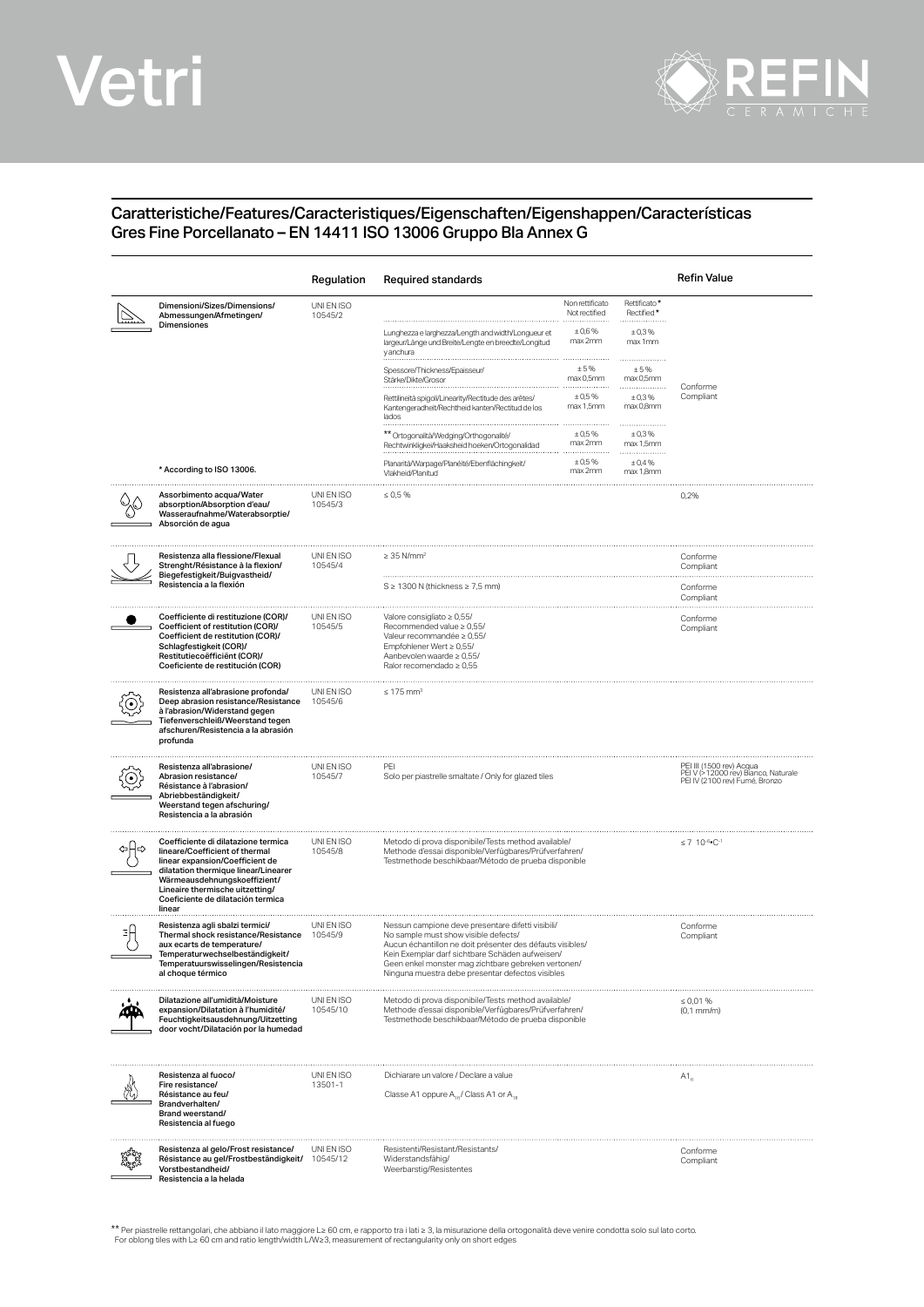# Vetri

REFIN CERAMICHE

## Caratteristiche/Features/Caracteristiques/Eigenschaften/Eigenshappen/Características
## Gres Fine Porcellanato – EN 14411 ISO 13006 Gruppo Bla Annex G

| | Regulation | Required standards | Non rettificato Not rectified | Rettificato* Rectified* | Refin Value |
|---|---|---|---|---|---|
| **Dimensioni/Sizes/Dimensions/ Abmessungen/Afmetingen/ Dimensiones** | UNI EN ISO 10545/2 | Lunghezza e larghezza/Length and width/Longueur et largeur/Länge und Breite/Lengte en breedte/Longitud y anchura | ± 0,6 % max 2mm | ± 0,3 % max 1mm | Conforme Compliant |
| | | Spessore/Thickness/Epaisseur/ Stärke/Dikte/Grosor | ± 5 % max 0,5mm | ± 5 % max 0,5mm | |
| | | Rettilineità spigoli/Linearity/Rectitude des arêtes/ Kantengeradheit/Rechtheid kanten/Rectitud de los lados | ± 0,5 % max 1,5mm | ± 0,3 % max 0,8mm | |
| | | ** Ortogonalità/Wedging/Orthogonalité/ Rechtwinkligkeit/Haaksheid hoeken/Ortogonalidad | ± 0,5 % max 2mm | ± 0,3 % max 1,5mm | |
| * According to ISO 13006. | | Planarità/Warpage/Planéité/Ebenflächingkeit/ Vlakheid/Planitud | ± 0,5 % max 2mm | ± 0,4 % max 1,8mm | |
| **Assorbimento acqua/Water absorption/Absorption d'eau/ Wasseraufnahme/Waterabsorptie/ Absorción de agua** | UNI EN ISO 10545/3 | ≤ 0,5 % | | | 0,2% |
| **Resistenza alla flessione/Flexual Strenght/Résistance à la flexion/ Biegefestigkeit/Buigvastheid/ Resistencia a la flexión** | UNI EN ISO 10545/4 | ≥ 35 N/mm² | | | Conforme Compliant |
| | | S ≥ 1300 N (thickness ≥ 7,5 mm) | | | Conforme Compliant |
| **Coefficiente di restituzione (COR)/ Coefficient of restitution (COR)/ Coefficient de restitution (COR)/ Schlagfestigkeit (COR)/ Restitutiecoëfficiënt (COR)/ Coeficiente de restitución (COR)** | UNI EN ISO 10545/5 | Valore consigliato ≥ 0,55/ Recommended value ≥ 0,55/ Valeur recommandée ≥ 0,55/ Empfohlener Wert ≥ 0,55/ Aanbevolen waarde ≥ 0,55/ Ralor recomendado ≥ 0,55 | | | Conforme Compliant |
| **Resistenza all'abrasione profonda/ Deep abrasion resistance/Resistance à l'abrasion/Widerstand gegen Tiefenverschleiß/Weerstand tegen afschuren/Resistencia a la abrasión profunda** | UNI EN ISO 10545/6 | ≤ 175 mm³ | | | |
| **Resistenza all'abrasione/ Abrasion resistance/ Résistance à l'abrasion/ Abriebbeständigkeit/ Weerstand tegen afschuring/ Resistencia a la abrasión** | UNI EN ISO 10545/7 | PEI Solo per piastrelle smaltate / Only for glazed tiles | | | PEI III (1500 rev) Acqua PEI V (>12000 rev) Bianco, Naturale PEI IV (2100 rev) Fumé, Bronzo |
| **Coefficiente di dilatazione termica lineare/Coefficient of thermal linear expansion/Coefficient de dilatation thermique linear/Linearer Wärmeausdehnungskoeffizient/ Lineaire thermische uitzetting/ Coeficiente de dilatación termica linear** | UNI EN ISO 10545/8 | Metodo di prova disponibile/Tests method available/ Methode d'essai disponible/Verfügbares/Prüfverfahren/ Testmethode beschikbaar/Método de prueba disponible | | | ≤ 7 $10^{-6}$•$C^{-1}$ |
| **Resistenza agli sbalzi termici/ Thermal shock resistance/Resistance aux ecarts de temperature/ Temperaturwechselbeständigkeit/ Temperatuurswisselingen/Resistencia al choque térmico** | UNI EN ISO 10545/9 | Nessun campione deve presentare difetti visibili/ No sample must show visible defects/ Aucun échantillon ne doit présenter des défauts visibles/ Kein Exemplar darf sichtbare Schäden aufweisen/ Geen enkel monster mag zichtbare gebreken vertonen/ Ninguna muestra debe presentar defectos visibles | | | Conforme Compliant |
| **Dilatazione all'umidità/Moisture expansion/Dilatation à l'humidité/ Feuchtigkeitsausdehnung/Uitzetting door vocht/Dilatación por la humedad** | UNI EN ISO 10545/10 | Metodo di prova disponibile/Tests method available/ Methode d'essai disponible/Verfügbares/Prüfverfahren/ Testmethode beschikbaar/Método de prueba disponible | | | ≤ 0,01 % (0,1 mm/m) |
| **Resistenza al fuoco/ Fire resistance/ Résistance au feu/ Brandverhalten/ Brand weerstand/ Resistencia al fuego** | UNI EN ISO 13501-1 | Dichiarare un valore / Declare a value Classe A1 oppure $A_{1fl}$ / Class A1 or $A_{1fl}$ | | | $A1_{fl}$ |
| **Resistenza al gelo/Frost resistance/ Résistance au gel/Frostbeständigkeit/ Vorstbestandheid/ Resistencia a la helada** | UNI EN ISO 10545/12 | Resistenti/Resistant/Resistants/ Widerstandsfähig/ Weerbarstig/Resistentes | | | Conforme Compliant |

** Per piastrelle rettangolari, che abbiano il lato maggiore L≥ 60 cm, e rapporto tra i lati ≥ 3, la misurazione della ortogonalità deve venire condotta solo sul lato corto.
For oblong tiles with L≥ 60 cm and ratio length/width L/W≥3, measurement of rectangularity only on short edges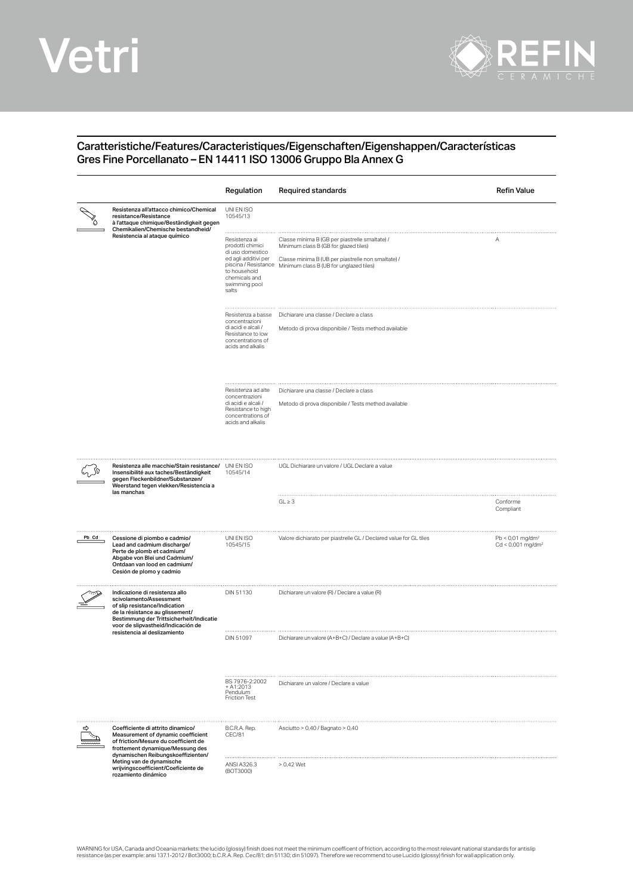# Vetri

REFIN CERAMICHE

## Caratteristiche/Features/Caracteristiques/Eigenschaften/Eigenshappen/Características
## Gres Fine Porcellanato – EN 14411 ISO 13006 Gruppo BIa Annex G

| | Regulation | | Required standards | Refin Value |
|---|---|---|---|---|
| Resistenza all'attacco chimico/Chemical resistance/Resistance à l'attaque chimique/Beständigkeit gegen Chemikalien/Chemische bestandheid/Resistencia al ataque químico | UNI EN ISO 10545/13 | | | |
| | | Resistenza ai prodotti chimici di uso domestico ed agli additivi per piscina / Resistance to household chemicals and swimming pool salts | Classe minima B (GB per piastrelle smaltate) / Minimum class B (GB for glazed tiles)<br>Classe minima B (UB per piastrelle non smaltate) / Minimum class B (UB for unglazed tiles) | A |
| | | Resistenza a basse concentrazioni di acidi e alcali / Resistance to low concentrations of acids and alkalis | Dichiarare una classe / Declare a class<br>Metodo di prova disponibile / Tests method available | |
| | | Resistenza ad alte concentrazioni di acidi e alcali / Resistance to high concentrations of acids and alkalis | Dichiarare una classe / Declare a class<br>Metodo di prova disponibile / Tests method available | |
| Resistenza alle macchie/Stain resistance/Insensibilité aux taches/Beständigkeit gegen Fleckenbildner/Substanzen/Weerstand tegen vlekken/Resistencia a las manchas | UNI EN ISO 10545/14 | | UGL Dichiarare un valore / UGL Declare a value | |
| | | | GL ≥ 3 | Conforme Compliant |
| Cessione di piombo e cadmio/Lead and cadmium discharge/Perte de plomb et cadmium/Abgabe von Blei und Cadmium/Ontdaan van lood en cadmium/Cesión de plomo y cadmio | UNI EN ISO 10545/15 | | Valore dichiarato per piastrelle GL / Declared value for GL tiles | Pb < 0,01 mg/dm²<br>Cd < 0,001 mg/dm² |
| Indicazione di resistenza allo scivolamento/Assessment of slip resistance/Indication de la résistance au glissement/Bestimmung der Trittsicherheit/Indicatie voor de slipvastheid/Indicación de resistencia al deslizamiento | DIN 51130 | | Dichiarare un valore (R) / Declare a value (R) | |
| | DIN 51097 | | Dichiarare un valore (A+B+C) / Declare a value (A+B+C) | |
| | BS 7976-2:2002 + A1:2013 Pendulum Friction Test | | Dichiarare un valore / Declare a value | |
| Coefficiente di attrito dinamico/Measurement of dynamic coefficient of friction/Mesure du coefficient de frottement dynamique/Messung des dynamischen Reibungskoeffizienten/Meting van de dynamische wrijvingscoefficient/Coeficiente de rozamiento dinámico | B.C.R.A. Rep. CEC/81 | | Asciutto > 0,40 / Bagnato > 0,40 | |
| | ANSI A326.3 (BOT3000) | | > 0,42 Wet | |

WARNING for USA, Canada and Oceania markets: the lucido (glossy) finish does not meet the minimum coefficent of friction, according to the most relevant national standards for antislip resistance (as per example: ansi 137.1-2012 / Bot3000; b.C.R.A. Rep. Cec/81; din 51130; din 51097). Therefore we recommend to use Lucido (glossy) finish for wall application only.